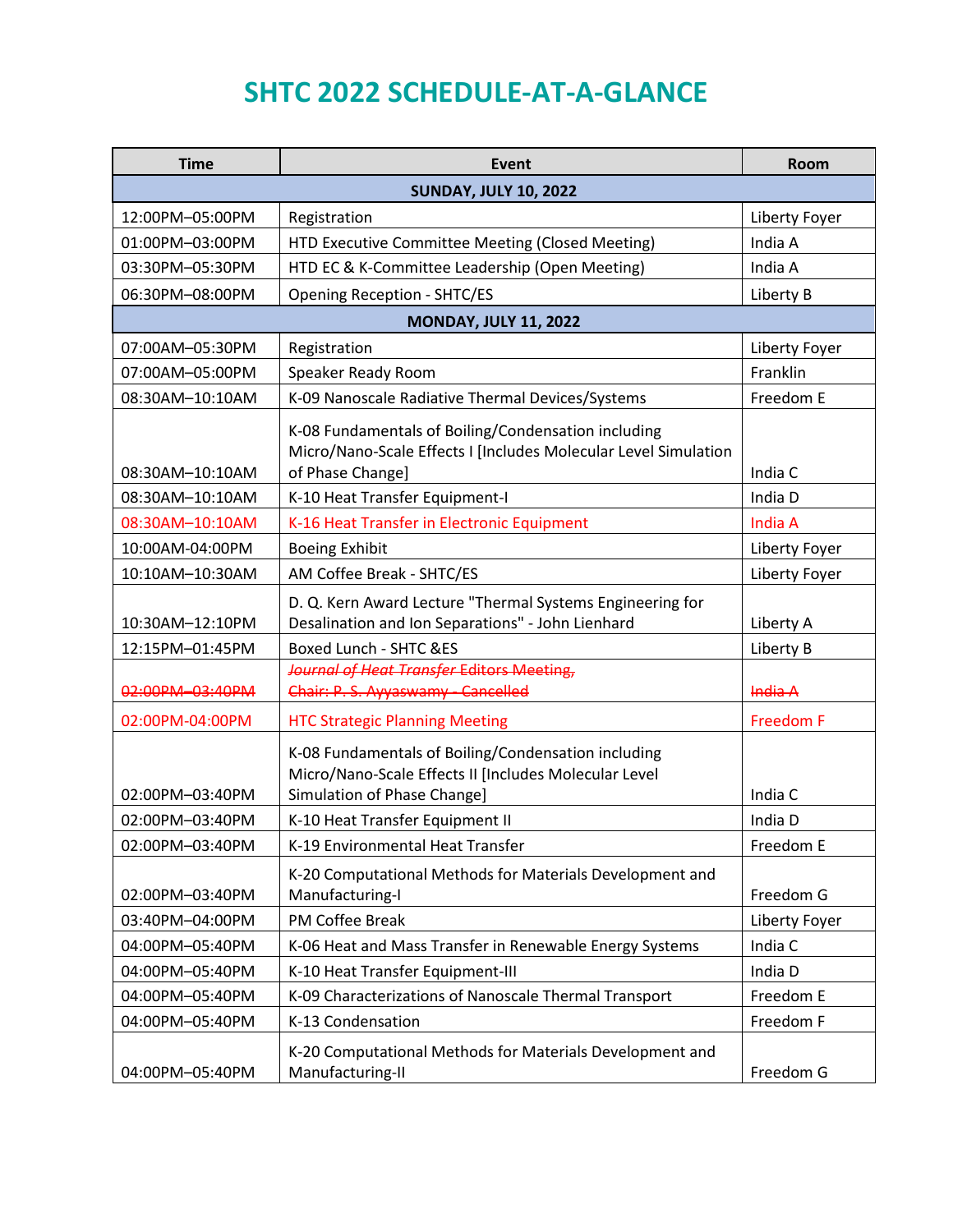# SHTC 2022 SCHEDULE-AT-A-GLANCE

| Time | Event | Room |
|---|---|---|
| **SUNDAY, JULY 10, 2022** | | |
| 12:00PM–05:00PM | Registration | Liberty Foyer |
| 01:00PM–03:00PM | HTD Executive Committee Meeting (Closed Meeting) | India A |
| 03:30PM–05:30PM | HTD EC & K-Committee Leadership (Open Meeting) | India A |
| 06:30PM–08:00PM | Opening Reception - SHTC/ES | Liberty B |
| **MONDAY, JULY 11, 2022** | | |
| 07:00AM–05:30PM | Registration | Liberty Foyer |
| 07:00AM–05:00PM | Speaker Ready Room | Franklin |
| 08:30AM–10:10AM | K-09 Nanoscale Radiative Thermal Devices/Systems | Freedom E |
| 08:30AM–10:10AM | K-08 Fundamentals of Boiling/Condensation including Micro/Nano-Scale Effects I [Includes Molecular Level Simulation of Phase Change] | India C |
| 08:30AM–10:10AM | K-10 Heat Transfer Equipment-I | India D |
| 08:30AM–10:10AM | K-16 Heat Transfer in Electronic Equipment | India A |
| 10:00AM-04:00PM | Boeing Exhibit | Liberty Foyer |
| 10:10AM–10:30AM | AM Coffee Break - SHTC/ES | Liberty Foyer |
| 10:30AM–12:10PM | D. Q. Kern Award Lecture "Thermal Systems Engineering for Desalination and Ion Separations" - John Lienhard | Liberty A |
| 12:15PM–01:45PM | Boxed Lunch - SHTC &ES | Liberty B |
| ~~02:00PM–03:40PM~~ | ~~*Journal of Heat Transfer* Editors Meeting, Chair: P. S. Ayyaswamy - Cancelled~~ | ~~India A~~ |
| 02:00PM-04:00PM | HTC Strategic Planning Meeting | Freedom F |
| 02:00PM–03:40PM | K-08 Fundamentals of Boiling/Condensation including Micro/Nano-Scale Effects II [Includes Molecular Level Simulation of Phase Change] | India C |
| 02:00PM–03:40PM | K-10 Heat Transfer Equipment II | India D |
| 02:00PM–03:40PM | K-19 Environmental Heat Transfer | Freedom E |
| 02:00PM–03:40PM | K-20 Computational Methods for Materials Development and Manufacturing-I | Freedom G |
| 03:40PM–04:00PM | PM Coffee Break | Liberty Foyer |
| 04:00PM–05:40PM | K-06 Heat and Mass Transfer in Renewable Energy Systems | India C |
| 04:00PM–05:40PM | K-10 Heat Transfer Equipment-III | India D |
| 04:00PM–05:40PM | K-09 Characterizations of Nanoscale Thermal Transport | Freedom E |
| 04:00PM–05:40PM | K-13 Condensation | Freedom F |
| 04:00PM–05:40PM | K-20 Computational Methods for Materials Development and Manufacturing-II | Freedom G |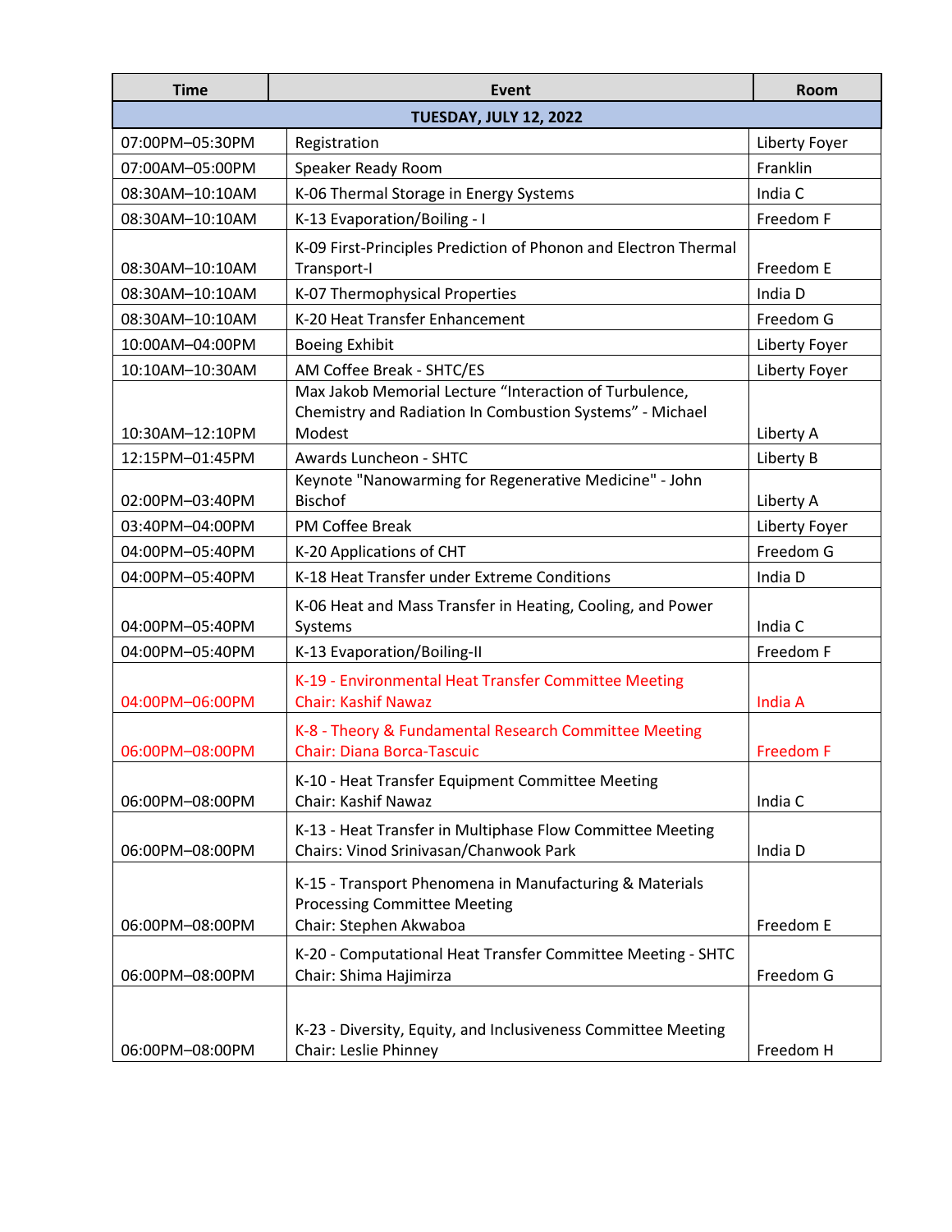| Time | Event | Room |
|---|---|---|
| **TUESDAY, JULY 12, 2022** | | |
| 07:00PM–05:30PM | Registration | Liberty Foyer |
| 07:00AM–05:00PM | Speaker Ready Room | Franklin |
| 08:30AM–10:10AM | K-06 Thermal Storage in Energy Systems | India C |
| 08:30AM–10:10AM | K-13 Evaporation/Boiling - I | Freedom F |
| 08:30AM–10:10AM | K-09 First-Principles Prediction of Phonon and Electron Thermal Transport-I | Freedom E |
| 08:30AM–10:10AM | K-07 Thermophysical Properties | India D |
| 08:30AM–10:10AM | K-20 Heat Transfer Enhancement | Freedom G |
| 10:00AM–04:00PM | Boeing Exhibit | Liberty Foyer |
| 10:10AM–10:30AM | AM Coffee Break - SHTC/ES | Liberty Foyer |
| 10:30AM–12:10PM | Max Jakob Memorial Lecture "Interaction of Turbulence, Chemistry and Radiation In Combustion Systems" - Michael Modest | Liberty A |
| 12:15PM–01:45PM | Awards Luncheon - SHTC | Liberty B |
| 02:00PM–03:40PM | Keynote "Nanowarming for Regenerative Medicine" - John Bischof | Liberty A |
| 03:40PM–04:00PM | PM Coffee Break | Liberty Foyer |
| 04:00PM–05:40PM | K-20 Applications of CHT | Freedom G |
| 04:00PM–05:40PM | K-18 Heat Transfer under Extreme Conditions | India D |
| 04:00PM–05:40PM | K-06 Heat and Mass Transfer in Heating, Cooling, and Power Systems | India C |
| 04:00PM–05:40PM | K-13 Evaporation/Boiling-II | Freedom F |
| 04:00PM–06:00PM | K-19 - Environmental Heat Transfer Committee Meeting<br>Chair: Kashif Nawaz | India A |
| 06:00PM–08:00PM | K-8 - Theory & Fundamental Research Committee Meeting<br>Chair: Diana Borca-Tascuic | Freedom F |
| 06:00PM–08:00PM | K-10 - Heat Transfer Equipment Committee Meeting<br>Chair: Kashif Nawaz | India C |
| 06:00PM–08:00PM | K-13 - Heat Transfer in Multiphase Flow Committee Meeting<br>Chairs: Vinod Srinivasan/Chanwook Park | India D |
| 06:00PM–08:00PM | K-15 - Transport Phenomena in Manufacturing & Materials Processing Committee Meeting<br>Chair: Stephen Akwaboa | Freedom E |
| 06:00PM–08:00PM | K-20 - Computational Heat Transfer Committee Meeting - SHTC<br>Chair: Shima Hajimirza | Freedom G |
| 06:00PM–08:00PM | K-23 - Diversity, Equity, and Inclusiveness Committee Meeting<br>Chair: Leslie Phinney | Freedom H |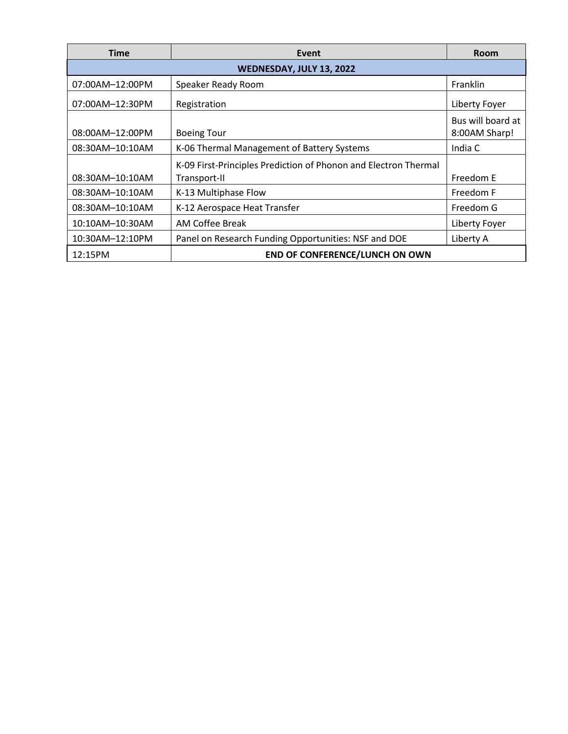| Time | Event | Room |
|---|---|---|
| **WEDNESDAY, JULY 13, 2022** | | |
| 07:00AM–12:00PM | Speaker Ready Room | Franklin |
| 07:00AM–12:30PM | Registration | Liberty Foyer |
| 08:00AM–12:00PM | Boeing Tour | Bus will board at 8:00AM Sharp! |
| 08:30AM–10:10AM | K-06 Thermal Management of Battery Systems | India C |
| 08:30AM–10:10AM | K-09 First-Principles Prediction of Phonon and Electron Thermal Transport-II | Freedom E |
| 08:30AM–10:10AM | K-13 Multiphase Flow | Freedom F |
| 08:30AM–10:10AM | K-12 Aerospace Heat Transfer | Freedom G |
| 10:10AM–10:30AM | AM Coffee Break | Liberty Foyer |
| 10:30AM–12:10PM | Panel on Research Funding Opportunities: NSF and DOE | Liberty A |
| 12:15PM | **END OF CONFERENCE/LUNCH ON OWN** | |